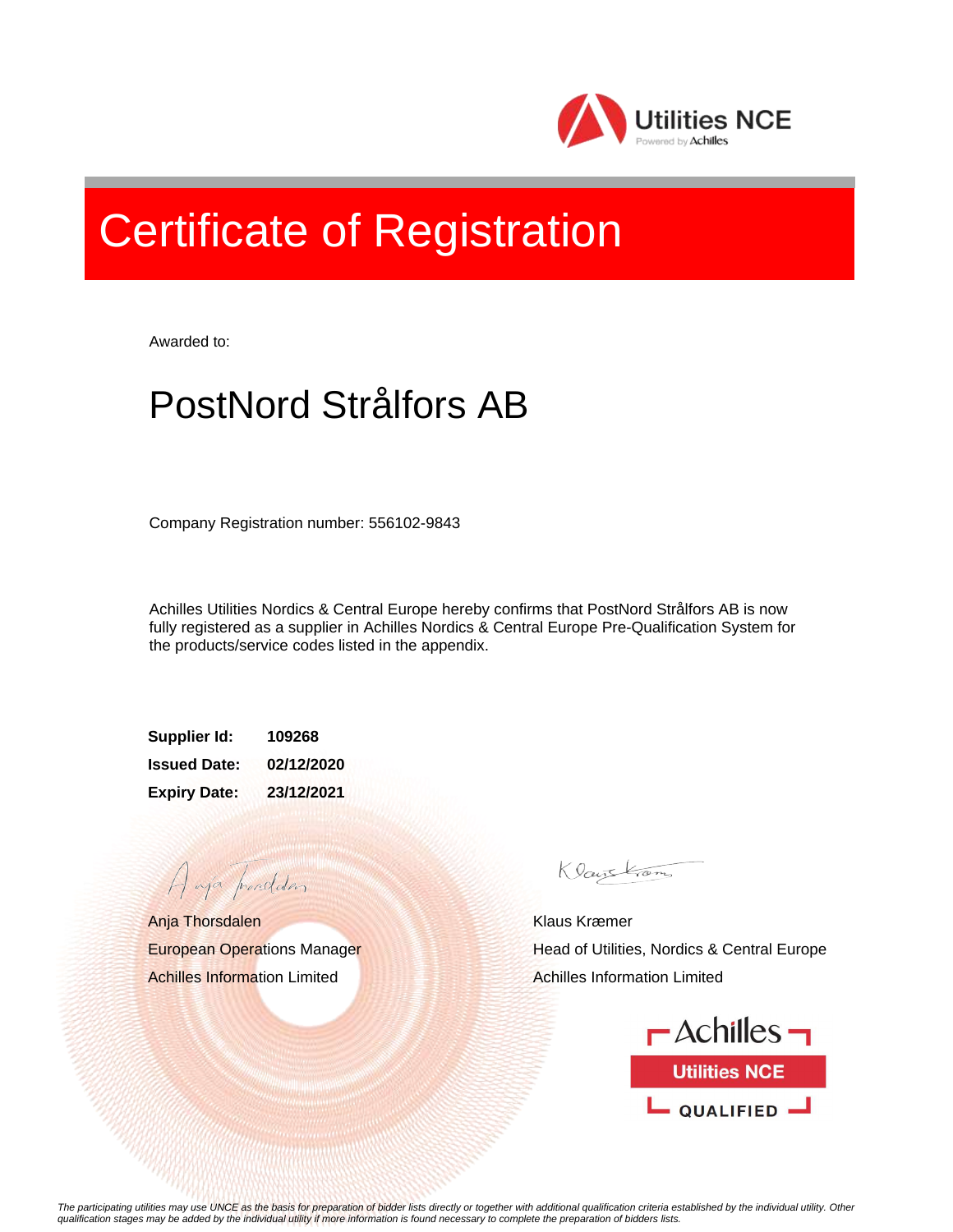Utilities NCE
Powered by Achilles

# Certificate of Registration

Awarded to:

## PostNord Strålfors AB

Company Registration number: 556102-9843

Achilles Utilities Nordics & Central Europe hereby confirms that PostNord Strålfors AB is now fully registered as a supplier in Achilles Nordics & Central Europe Pre-Qualification System for the products/service codes listed in the appendix.

**Supplier Id:** **109268**
**Issued Date:** **02/12/2020**
**Expiry Date:** **23/12/2021**

Anja Thorsdalen
European Operations Manager
Achilles Information Limited

Klaus Kræmer
Head of Utilities, Nordics & Central Europe
Achilles Information Limited

Achilles
Utilities NCE
QUALIFIED

*The participating utilities may use UNCE as the basis for preparation of bidder lists directly or together with additional qualification criteria established by the individual utility. Other qualification stages may be added by the individual utility if more information is found necessary to complete the preparation of bidders lists.*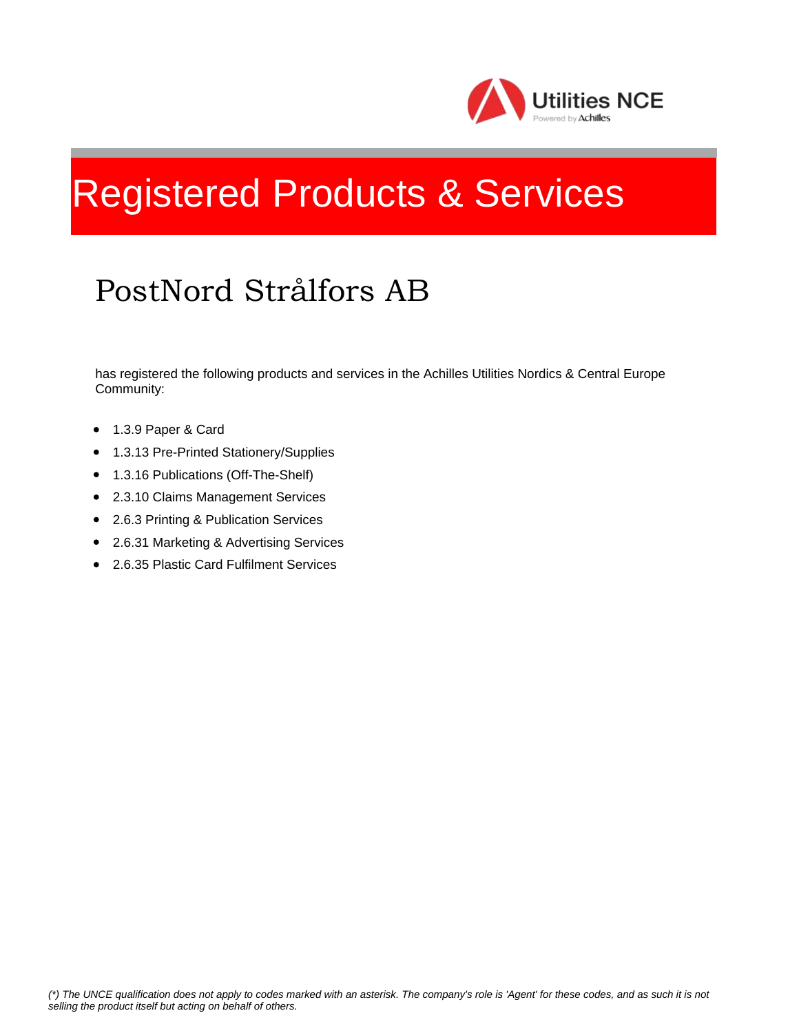Utilities NCE
Powered by Achilles

# Registered Products & Services

## PostNord Strålfors AB

has registered the following products and services in the Achilles Utilities Nordics & Central Europe Community:

- 1.3.9 Paper & Card
- 1.3.13 Pre-Printed Stationery/Supplies
- 1.3.16 Publications (Off-The-Shelf)
- 2.3.10 Claims Management Services
- 2.6.3 Printing & Publication Services
- 2.6.31 Marketing & Advertising Services
- 2.6.35 Plastic Card Fulfilment Services

*(\*) The UNCE qualification does not apply to codes marked with an asterisk. The company's role is 'Agent' for these codes, and as such it is not selling the product itself but acting on behalf of others.*